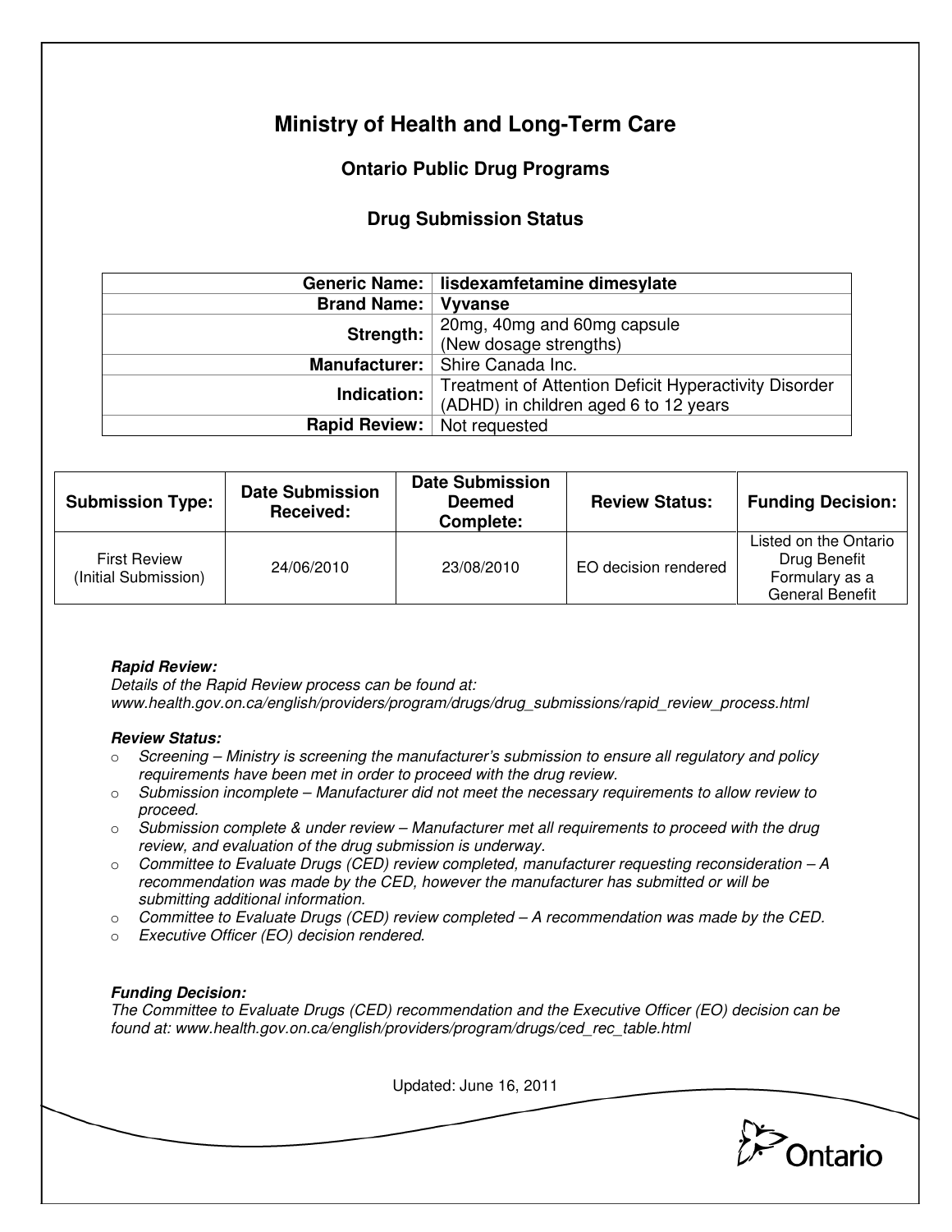# Ministry of Health and Long-Term Care

## Ontario Public Drug Programs

### Drug Submission Status

| | |
|---|---|
| **Generic Name:** | **lisdexamfetamine dimesylate** |
| **Brand Name:** | **Vyvanse** |
| **Strength:** | 20mg, 40mg and 60mg capsule (New dosage strengths) |
| **Manufacturer:** | Shire Canada Inc. |
| **Indication:** | Treatment of Attention Deficit Hyperactivity Disorder (ADHD) in children aged 6 to 12 years |
| **Rapid Review:** | Not requested |

| Submission Type: | Date Submission Received: | Date Submission Deemed Complete: | Review Status: | Funding Decision: |
|---|---|---|---|---|
| First Review (Initial Submission) | 24/06/2010 | 23/08/2010 | EO decision rendered | Listed on the Ontario Drug Benefit Formulary as a General Benefit |

***Rapid Review:***

*Details of the Rapid Review process can be found at: www.health.gov.on.ca/english/providers/program/drugs/drug_submissions/rapid_review_process.html*

***Review Status:***

- *Screening – Ministry is screening the manufacturer's submission to ensure all regulatory and policy requirements have been met in order to proceed with the drug review.*
- *Submission incomplete – Manufacturer did not meet the necessary requirements to allow review to proceed.*
- *Submission complete & under review – Manufacturer met all requirements to proceed with the drug review, and evaluation of the drug submission is underway.*
- *Committee to Evaluate Drugs (CED) review completed, manufacturer requesting reconsideration – A recommendation was made by the CED, however the manufacturer has submitted or will be submitting additional information.*
- *Committee to Evaluate Drugs (CED) review completed – A recommendation was made by the CED.*
- *Executive Officer (EO) decision rendered.*

***Funding Decision:***

*The Committee to Evaluate Drugs (CED) recommendation and the Executive Officer (EO) decision can be found at: www.health.gov.on.ca/english/providers/program/drugs/ced_rec_table.html*

Updated: June 16, 2011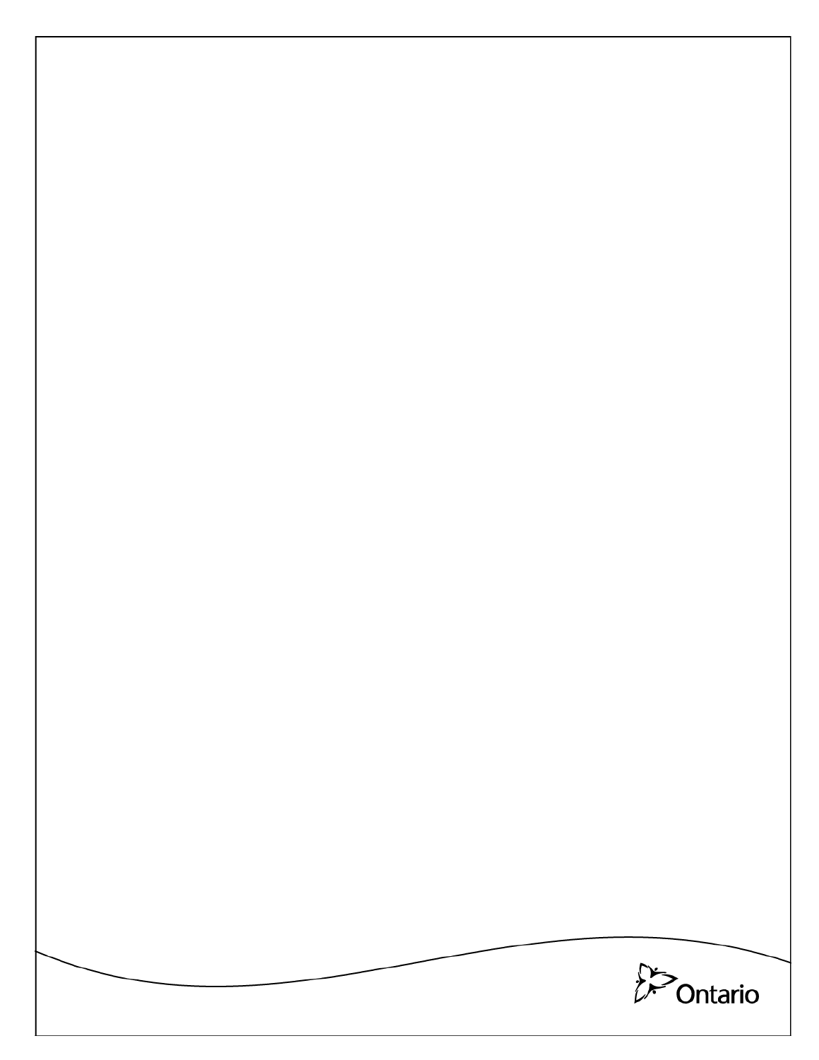Ontario